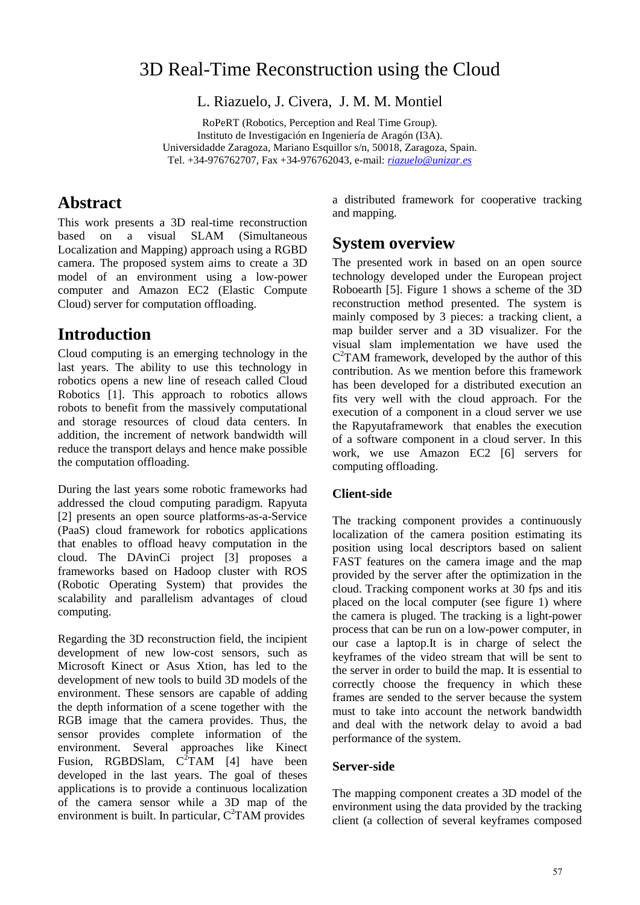# 3D Real-Time Reconstruction using the Cloud

L. Riazuelo, J. Civera, J. M. M. Montiel

RoPeRT (Robotics, Perception and Real Time Group).
Instituto de Investigación en Ingeniería de Aragón (I3A).
Universidadde Zaragoza, Mariano Esquillor s/n, 50018, Zaragoza, Spain.
Tel. +34-976762707, Fax +34-976762043, e-mail: *riazuelo@unizar.es*

## Abstract

This work presents a 3D real-time reconstruction based on a visual SLAM (Simultaneous Localization and Mapping) approach using a RGBD camera. The proposed system aims to create a 3D model of an environment using a low-power computer and Amazon EC2 (Elastic Compute Cloud) server for computation offloading.

## Introduction

Cloud computing is an emerging technology in the last years. The ability to use this technology in robotics opens a new line of reseach called Cloud Robotics [1]. This approach to robotics allows robots to benefit from the massively computational and storage resources of cloud data centers. In addition, the increment of network bandwidth will reduce the transport delays and hence make possible the computation offloading.

During the last years some robotic frameworks had addressed the cloud computing paradigm. Rapyuta [2] presents an open source platforms-as-a-Service (PaaS) cloud framework for robotics applications that enables to offload heavy computation in the cloud. The DAvinCi project [3] proposes a frameworks based on Hadoop cluster with ROS (Robotic Operating System) that provides the scalability and parallelism advantages of cloud computing.

Regarding the 3D reconstruction field, the incipient development of new low-cost sensors, such as Microsoft Kinect or Asus Xtion, has led to the development of new tools to build 3D models of the environment. These sensors are capable of adding the depth information of a scene together with the RGB image that the camera provides. Thus, the sensor provides complete information of the environment. Several approaches like Kinect Fusion, RGBDSlam, $C^2$TAM [4] have been developed in the last years. The goal of theses applications is to provide a continuous localization of the camera sensor while a 3D map of the environment is built. In particular, $C^2$TAM provides a distributed framework for cooperative tracking and mapping.

## System overview

The presented work in based on an open source technology developed under the European project Roboearth [5]. Figure 1 shows a scheme of the 3D reconstruction method presented. The system is mainly composed by 3 pieces: a tracking client, a map builder server and a 3D visualizer. For the visual slam implementation we have used the $C^2$TAM framework, developed by the author of this contribution. As we mention before this framework has been developed for a distributed execution an fits very well with the cloud approach. For the execution of a component in a cloud server we use the Rapyutaframework that enables the execution of a software component in a cloud server. In this work, we use Amazon EC2 [6] servers for computing offloading.

### Client-side

The tracking component provides a continuously localization of the camera position estimating its position using local descriptors based on salient FAST features on the camera image and the map provided by the server after the optimization in the cloud. Tracking component works at 30 fps and itis placed on the local computer (see figure 1) where the camera is pluged. The tracking is a light-power process that can be run on a low-power computer, in our case a laptop.It is in charge of select the keyframes of the video stream that will be sent to the server in order to build the map. It is essential to correctly choose the frequency in which these frames are sended to the server because the system must to take into account the network bandwidth and deal with the network delay to avoid a bad performance of the system.

### Server-side

The mapping component creates a 3D model of the environment using the data provided by the tracking client (a collection of several keyframes composed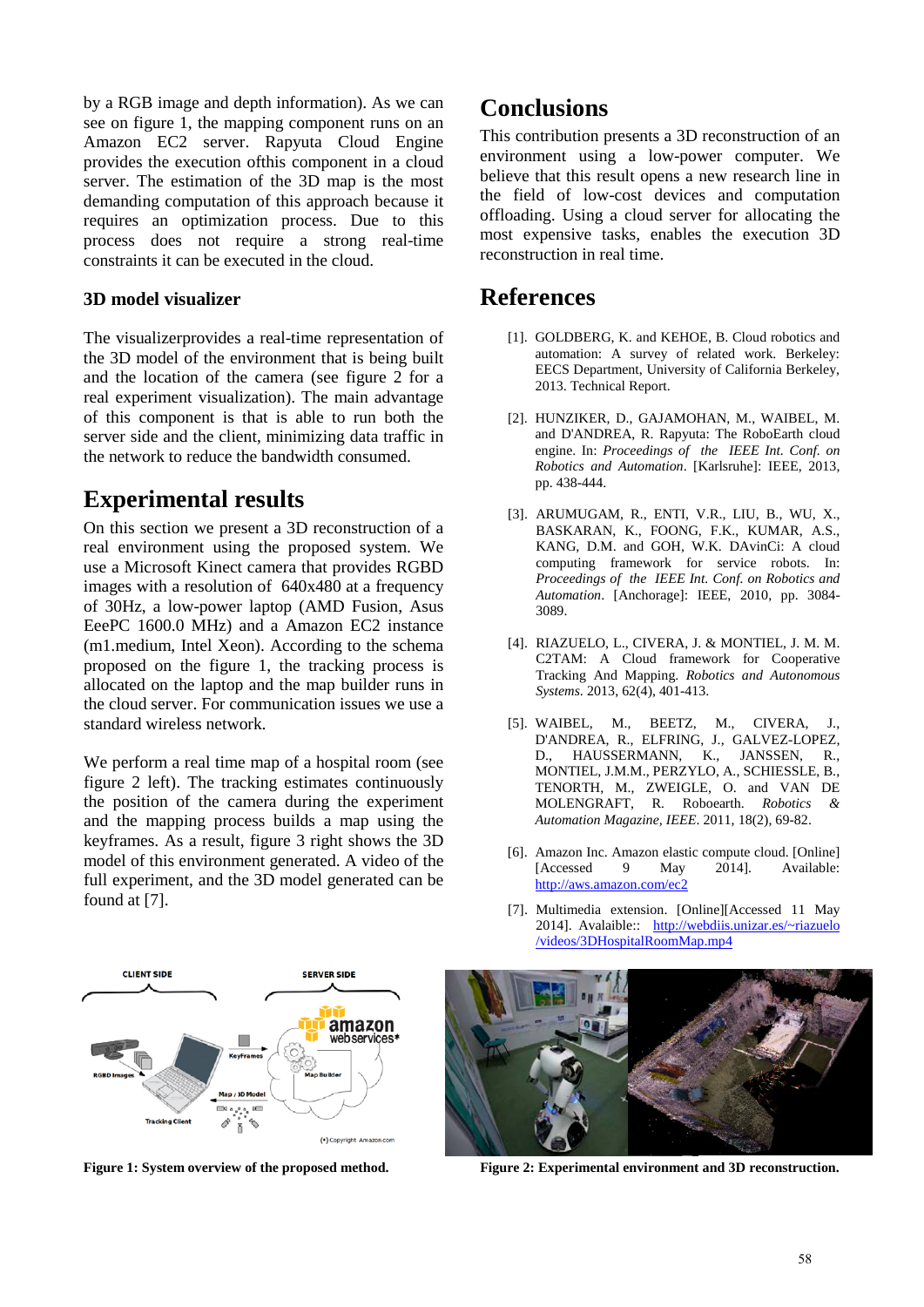by a RGB image and depth information). As we can see on figure 1, the mapping component runs on an Amazon EC2 server. Rapyuta Cloud Engine provides the execution ofthis component in a cloud server. The estimation of the 3D map is the most demanding computation of this approach because it requires an optimization process. Due to this process does not require a strong real-time constraints it can be executed in the cloud.

### 3D model visualizer

The visualizerprovides a real-time representation of the 3D model of the environment that is being built and the location of the camera (see figure 2 for a real experiment visualization). The main advantage of this component is that is able to run both the server side and the client, minimizing data traffic in the network to reduce the bandwidth consumed.

## Experimental results

On this section we present a 3D reconstruction of a real environment using the proposed system. We use a Microsoft Kinect camera that provides RGBD images with a resolution of 640x480 at a frequency of 30Hz, a low-power laptop (AMD Fusion, Asus EeePC 1600.0 MHz) and a Amazon EC2 instance (m1.medium, Intel Xeon). According to the schema proposed on the figure 1, the tracking process is allocated on the laptop and the map builder runs in the cloud server. For communication issues we use a standard wireless network.

We perform a real time map of a hospital room (see figure 2 left). The tracking estimates continuously the position of the camera during the experiment and the mapping process builds a map using the keyframes. As a result, figure 3 right shows the 3D model of this environment generated. A video of the full experiment, and the 3D model generated can be found at [7].

CLIENT SIDE

SERVER SIDE

RGBD Images

KeyFrames

Map Builder

Map / 3D Model

Tracking Client

(*) Copyright Amazon.com

**Figure 1: System overview of the proposed method.**

## Conclusions

This contribution presents a 3D reconstruction of an environment using a low-power computer. We believe that this result opens a new research line in the field of low-cost devices and computation offloading. Using a cloud server for allocating the most expensive tasks, enables the execution 3D reconstruction in real time.

## References

[1]. GOLDBERG, K. and KEHOE, B. Cloud robotics and automation: A survey of related work. Berkeley: EECS Department, University of California Berkeley, 2013. Technical Report.

[2]. HUNZIKER, D., GAJAMOHAN, M., WAIBEL, M. and D'ANDREA, R. Rapyuta: The RoboEarth cloud engine. In: *Proceedings of the IEEE Int. Conf. on Robotics and Automation*. [Karlsruhe]: IEEE, 2013, pp. 438-444.

[3]. ARUMUGAM, R., ENTI, V.R., LIU, B., WU, X., BASKARAN, K., FOONG, F.K., KUMAR, A.S., KANG, D.M. and GOH, W.K. DAvinCi: A cloud computing framework for service robots. In: *Proceedings of the IEEE Int. Conf. on Robotics and Automation*. [Anchorage]: IEEE, 2010, pp. 3084-3089.

[4]. RIAZUELO, L., CIVERA, J. & MONTIEL, J. M. M. C2TAM: A Cloud framework for Cooperative Tracking And Mapping. *Robotics and Autonomous Systems*. 2013, 62(4), 401-413.

[5]. WAIBEL, M., BEETZ, M., CIVERA, J., D'ANDREA, R., ELFRING, J., GALVEZ-LOPEZ, D., HAUSSERMANN, K., JANSSEN, R., MONTIEL, J.M.M., PERZYLO, A., SCHIESSLE, B., TENORTH, M., ZWEIGLE, O. and VAN DE MOLENGRAFT, R. Roboearth. *Robotics & Automation Magazine, IEEE*. 2011, 18(2), 69-82.

[6]. Amazon Inc. Amazon elastic compute cloud. [Online] [Accessed 9 May 2014]. Available: http://aws.amazon.com/ec2

[7]. Multimedia extension. [Online][Accessed 11 May 2014]. Avalaible:: http://webdiis.unizar.es/~riazuelo/videos/3DHospitalRoomMap.mp4

**Figure 2: Experimental environment and 3D reconstruction.**